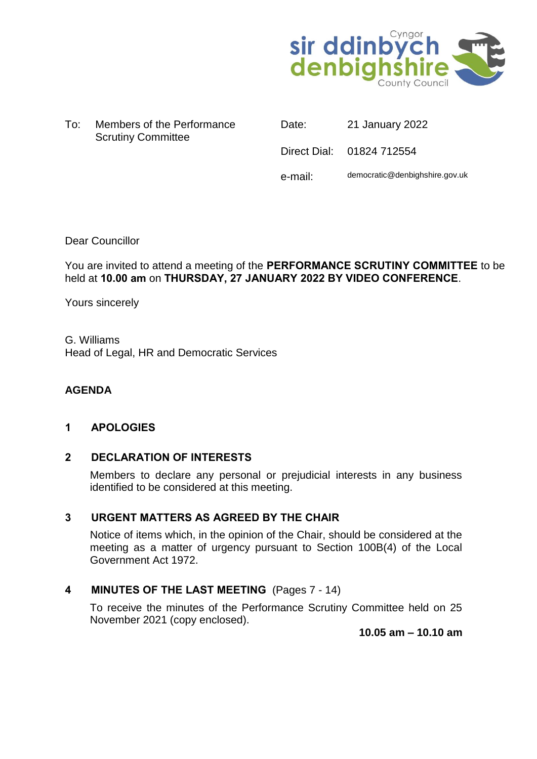Cyngor sir ddinbych denbighshire County Council

| To: | Members of the Performance Scrutiny Committee | Date: | 21 January 2022 |
|---|---|---|---|
| | | Direct Dial: | 01824 712554 |
| | | e-mail: | democratic@denbighshire.gov.uk |

Dear Councillor

You are invited to attend a meeting of the **PERFORMANCE SCRUTINY COMMITTEE** to be held at **10.00 am** on **THURSDAY, 27 JANUARY 2022 BY VIDEO CONFERENCE**.

Yours sincerely

G. Williams
Head of Legal, HR and Democratic Services

## AGENDA

### 1 APOLOGIES

### 2 DECLARATION OF INTERESTS

Members to declare any personal or prejudicial interests in any business identified to be considered at this meeting.

### 3 URGENT MATTERS AS AGREED BY THE CHAIR

Notice of items which, in the opinion of the Chair, should be considered at the meeting as a matter of urgency pursuant to Section 100B(4) of the Local Government Act 1972.

### 4 MINUTES OF THE LAST MEETING (Pages 7 - 14)

To receive the minutes of the Performance Scrutiny Committee held on 25 November 2021 (copy enclosed).

**10.05 am – 10.10 am**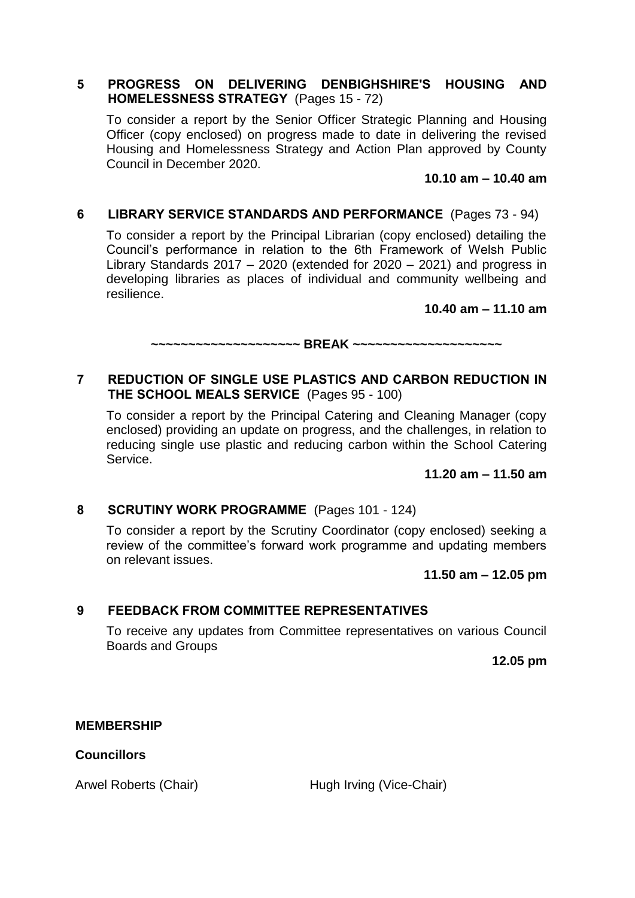**5 PROGRESS ON DELIVERING DENBIGHSHIRE'S HOUSING AND HOMELESSNESS STRATEGY** (Pages 15 - 72)

To consider a report by the Senior Officer Strategic Planning and Housing Officer (copy enclosed) on progress made to date in delivering the revised Housing and Homelessness Strategy and Action Plan approved by County Council in December 2020.

**10.10 am – 10.40 am**

**6 LIBRARY SERVICE STANDARDS AND PERFORMANCE** (Pages 73 - 94)

To consider a report by the Principal Librarian (copy enclosed) detailing the Council's performance in relation to the 6th Framework of Welsh Public Library Standards 2017 – 2020 (extended for 2020 – 2021) and progress in developing libraries as places of individual and community wellbeing and resilience.

**10.40 am – 11.10 am**

**~~~~~~~~~~~~~~~~~~~~ BREAK ~~~~~~~~~~~~~~~~~~~~**

**7 REDUCTION OF SINGLE USE PLASTICS AND CARBON REDUCTION IN THE SCHOOL MEALS SERVICE** (Pages 95 - 100)

To consider a report by the Principal Catering and Cleaning Manager (copy enclosed) providing an update on progress, and the challenges, in relation to reducing single use plastic and reducing carbon within the School Catering Service.

**11.20 am – 11.50 am**

**8 SCRUTINY WORK PROGRAMME** (Pages 101 - 124)

To consider a report by the Scrutiny Coordinator (copy enclosed) seeking a review of the committee's forward work programme and updating members on relevant issues.

**11.50 am – 12.05 pm**

**9 FEEDBACK FROM COMMITTEE REPRESENTATIVES**

To receive any updates from Committee representatives on various Council Boards and Groups

**12.05 pm**

**MEMBERSHIP**

**Councillors**

Arwel Roberts (Chair)

Hugh Irving (Vice-Chair)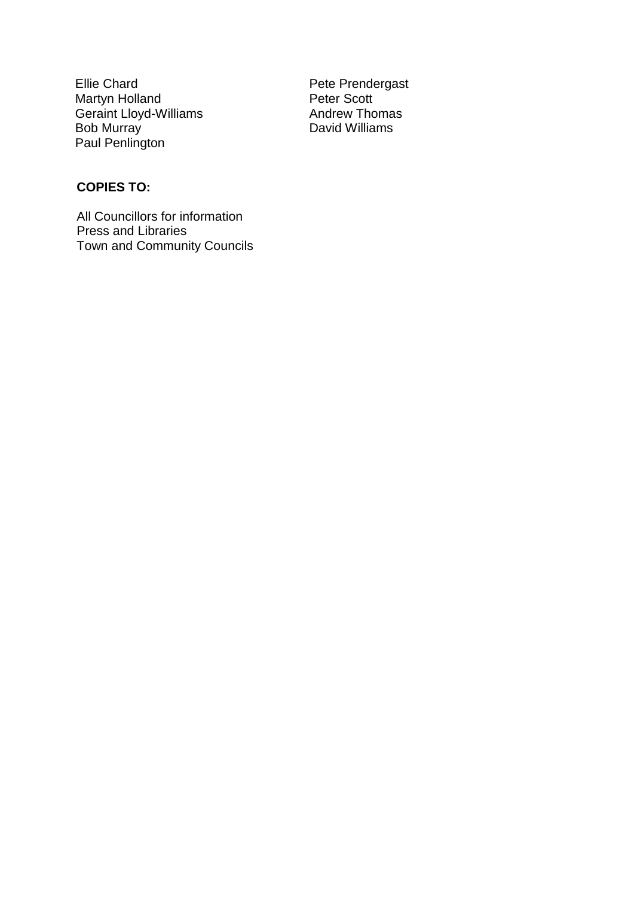Ellie Chard
Martyn Holland
Geraint Lloyd-Williams
Bob Murray
Paul Penlington

Pete Prendergast
Peter Scott
Andrew Thomas
David Williams

**COPIES TO:**

All Councillors for information
Press and Libraries
Town and Community Councils